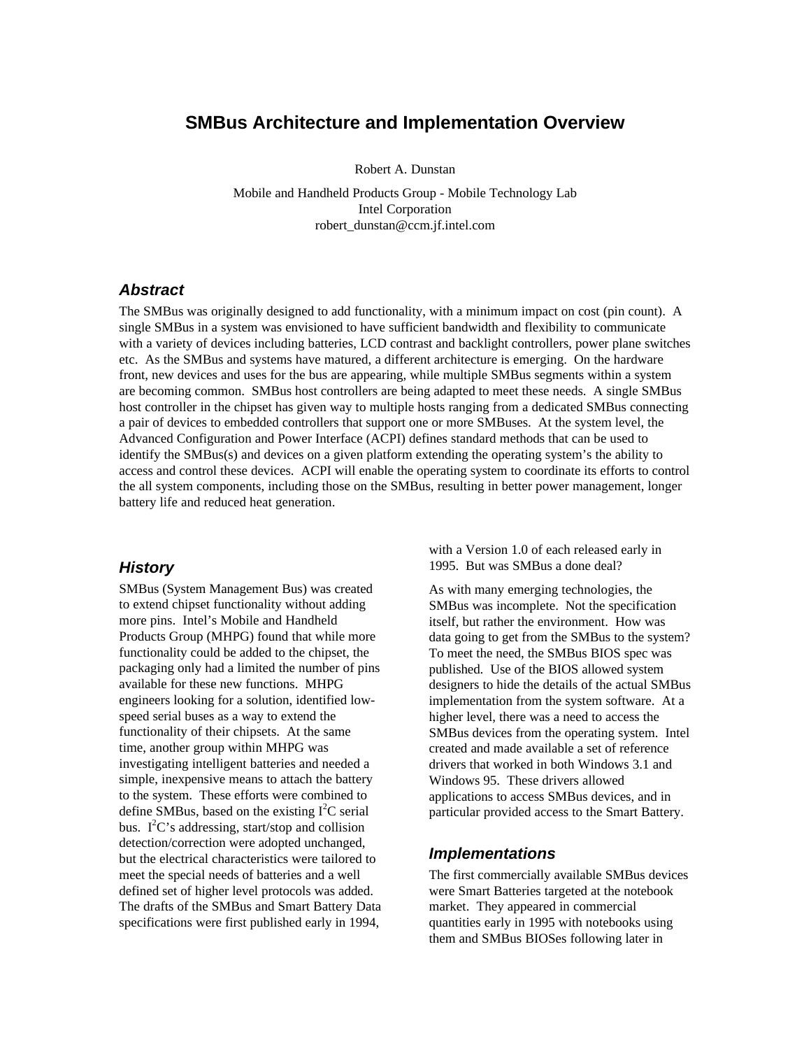# SMBus Architecture and Implementation Overview

Robert A. Dunstan

Mobile and Handheld Products Group - Mobile Technology Lab
Intel Corporation
robert_dunstan@ccm.jf.intel.com

## Abstract

The SMBus was originally designed to add functionality, with a minimum impact on cost (pin count). A single SMBus in a system was envisioned to have sufficient bandwidth and flexibility to communicate with a variety of devices including batteries, LCD contrast and backlight controllers, power plane switches etc. As the SMBus and systems have matured, a different architecture is emerging. On the hardware front, new devices and uses for the bus are appearing, while multiple SMBus segments within a system are becoming common. SMBus host controllers are being adapted to meet these needs. A single SMBus host controller in the chipset has given way to multiple hosts ranging from a dedicated SMBus connecting a pair of devices to embedded controllers that support one or more SMBuses. At the system level, the Advanced Configuration and Power Interface (ACPI) defines standard methods that can be used to identify the SMBus(s) and devices on a given platform extending the operating system's the ability to access and control these devices. ACPI will enable the operating system to coordinate its efforts to control the all system components, including those on the SMBus, resulting in better power management, longer battery life and reduced heat generation.

## History

SMBus (System Management Bus) was created to extend chipset functionality without adding more pins. Intel's Mobile and Handheld Products Group (MHPG) found that while more functionality could be added to the chipset, the packaging only had a limited the number of pins available for these new functions. MHPG engineers looking for a solution, identified low-speed serial buses as a way to extend the functionality of their chipsets. At the same time, another group within MHPG was investigating intelligent batteries and needed a simple, inexpensive means to attach the battery to the system. These efforts were combined to define SMBus, based on the existing I$^2$C serial bus. I$^2$C's addressing, start/stop and collision detection/correction were adopted unchanged, but the electrical characteristics were tailored to meet the special needs of batteries and a well defined set of higher level protocols was added. The drafts of the SMBus and Smart Battery Data specifications were first published early in 1994, with a Version 1.0 of each released early in 1995. But was SMBus a done deal?

As with many emerging technologies, the SMBus was incomplete. Not the specification itself, but rather the environment. How was data going to get from the SMBus to the system? To meet the need, the SMBus BIOS spec was published. Use of the BIOS allowed system designers to hide the details of the actual SMBus implementation from the system software. At a higher level, there was a need to access the SMBus devices from the operating system. Intel created and made available a set of reference drivers that worked in both Windows 3.1 and Windows 95. These drivers allowed applications to access SMBus devices, and in particular provided access to the Smart Battery.

## Implementations

The first commercially available SMBus devices were Smart Batteries targeted at the notebook market. They appeared in commercial quantities early in 1995 with notebooks using them and SMBus BIOSes following later in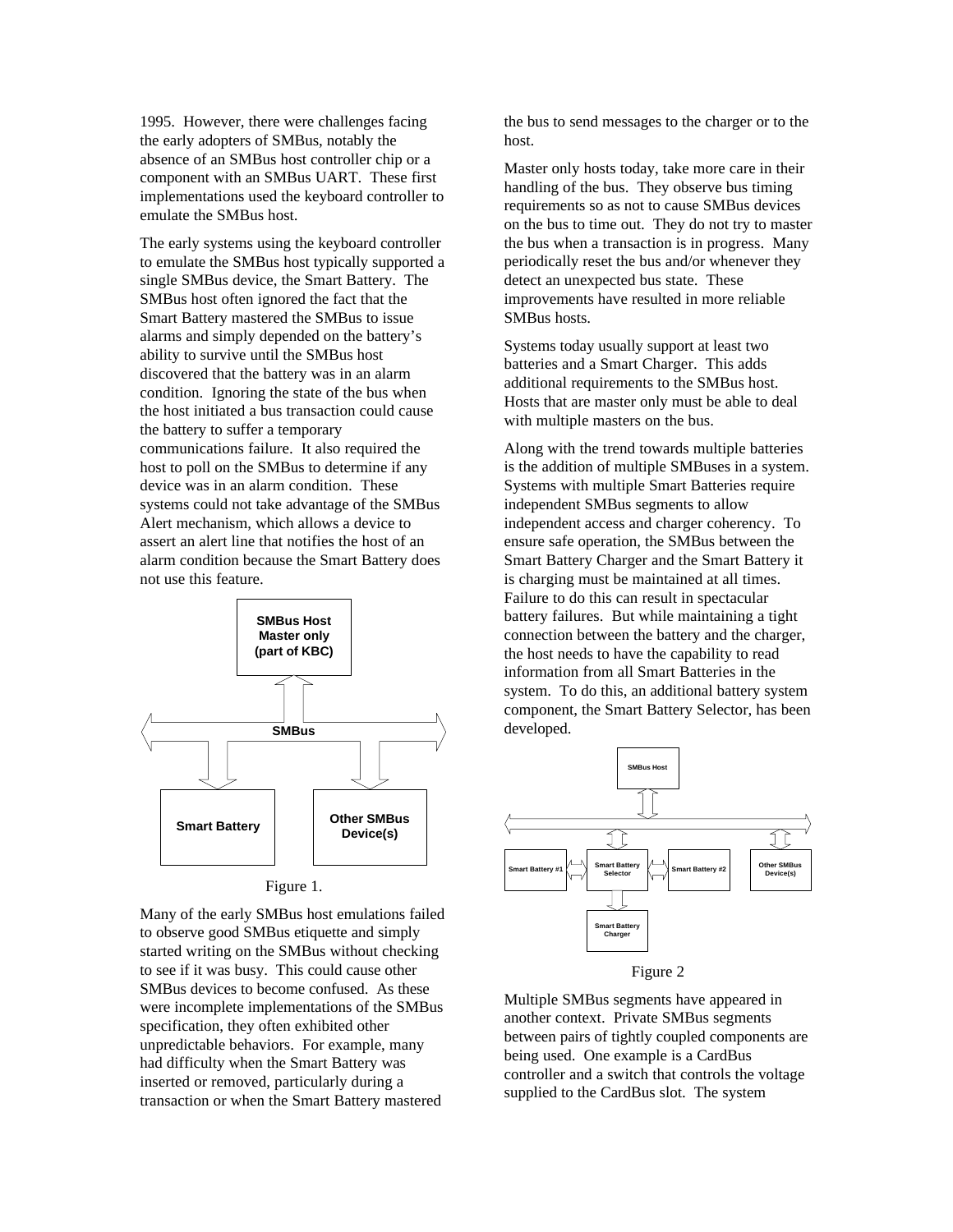1995. However, there were challenges facing the early adopters of SMBus, notably the absence of an SMBus host controller chip or a component with an SMBus UART. These first implementations used the keyboard controller to emulate the SMBus host.

The early systems using the keyboard controller to emulate the SMBus host typically supported a single SMBus device, the Smart Battery. The SMBus host often ignored the fact that the Smart Battery mastered the SMBus to issue alarms and simply depended on the battery's ability to survive until the SMBus host discovered that the battery was in an alarm condition. Ignoring the state of the bus when the host initiated a bus transaction could cause the battery to suffer a temporary communications failure. It also required the host to poll on the SMBus to determine if any device was in an alarm condition. These systems could not take advantage of the SMBus Alert mechanism, which allows a device to assert an alert line that notifies the host of an alarm condition because the Smart Battery does not use this feature.

SMBus Host Master only (part of KBC)

SMBus

Smart Battery

Other SMBus Device(s)

Figure 1.

Many of the early SMBus host emulations failed to observe good SMBus etiquette and simply started writing on the SMBus without checking to see if it was busy. This could cause other SMBus devices to become confused. As these were incomplete implementations of the SMBus specification, they often exhibited other unpredictable behaviors. For example, many had difficulty when the Smart Battery was inserted or removed, particularly during a transaction or when the Smart Battery mastered the bus to send messages to the charger or to the host.

Master only hosts today, take more care in their handling of the bus. They observe bus timing requirements so as not to cause SMBus devices on the bus to time out. They do not try to master the bus when a transaction is in progress. Many periodically reset the bus and/or whenever they detect an unexpected bus state. These improvements have resulted in more reliable SMBus hosts.

Systems today usually support at least two batteries and a Smart Charger. This adds additional requirements to the SMBus host. Hosts that are master only must be able to deal with multiple masters on the bus.

Along with the trend towards multiple batteries is the addition of multiple SMBuses in a system. Systems with multiple Smart Batteries require independent SMBus segments to allow independent access and charger coherency. To ensure safe operation, the SMBus between the Smart Battery Charger and the Smart Battery it is charging must be maintained at all times. Failure to do this can result in spectacular battery failures. But while maintaining a tight connection between the battery and the charger, the host needs to have the capability to read information from all Smart Batteries in the system. To do this, an additional battery system component, the Smart Battery Selector, has been developed.

SMBus Host

Smart Battery #1

Smart Battery Selector

Smart Battery #2

Other SMBus Device(s)

Smart Battery Charger

Figure 2

Multiple SMBus segments have appeared in another context. Private SMBus segments between pairs of tightly coupled components are being used. One example is a CardBus controller and a switch that controls the voltage supplied to the CardBus slot. The system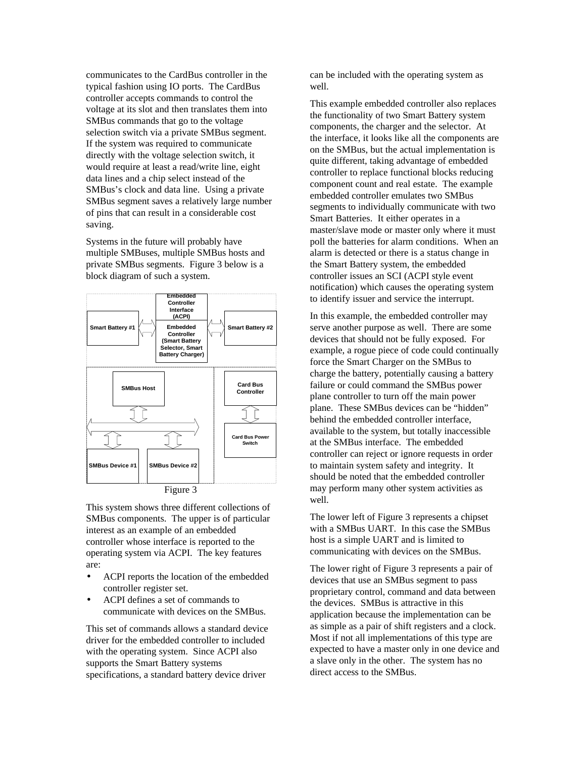communicates to the CardBus controller in the typical fashion using IO ports. The CardBus controller accepts commands to control the voltage at its slot and then translates them into SMBus commands that go to the voltage selection switch via a private SMBus segment. If the system was required to communicate directly with the voltage selection switch, it would require at least a read/write line, eight data lines and a chip select instead of the SMBus's clock and data line. Using a private SMBus segment saves a relatively large number of pins that can result in a considerable cost saving.

Systems in the future will probably have multiple SMBuses, multiple SMBus hosts and private SMBus segments. Figure 3 below is a block diagram of such a system.

Figure 3

This system shows three different collections of SMBus components. The upper is of particular interest as an example of an embedded controller whose interface is reported to the operating system via ACPI. The key features are:

- ACPI reports the location of the embedded controller register set.
- ACPI defines a set of commands to communicate with devices on the SMBus.

This set of commands allows a standard device driver for the embedded controller to included with the operating system. Since ACPI also supports the Smart Battery systems specifications, a standard battery device driver can be included with the operating system as well.

This example embedded controller also replaces the functionality of two Smart Battery system components, the charger and the selector. At the interface, it looks like all the components are on the SMBus, but the actual implementation is quite different, taking advantage of embedded controller to replace functional blocks reducing component count and real estate. The example embedded controller emulates two SMBus segments to individually communicate with two Smart Batteries. It either operates in a master/slave mode or master only where it must poll the batteries for alarm conditions. When an alarm is detected or there is a status change in the Smart Battery system, the embedded controller issues an SCI (ACPI style event notification) which causes the operating system to identify issuer and service the interrupt.

In this example, the embedded controller may serve another purpose as well. There are some devices that should not be fully exposed. For example, a rogue piece of code could continually force the Smart Charger on the SMBus to charge the battery, potentially causing a battery failure or could command the SMBus power plane controller to turn off the main power plane. These SMBus devices can be "hidden" behind the embedded controller interface, available to the system, but totally inaccessible at the SMBus interface. The embedded controller can reject or ignore requests in order to maintain system safety and integrity. It should be noted that the embedded controller may perform many other system activities as well.

The lower left of Figure 3 represents a chipset with a SMBus UART. In this case the SMBus host is a simple UART and is limited to communicating with devices on the SMBus.

The lower right of Figure 3 represents a pair of devices that use an SMBus segment to pass proprietary control, command and data between the devices. SMBus is attractive in this application because the implementation can be as simple as a pair of shift registers and a clock. Most if not all implementations of this type are expected to have a master only in one device and a slave only in the other. The system has no direct access to the SMBus.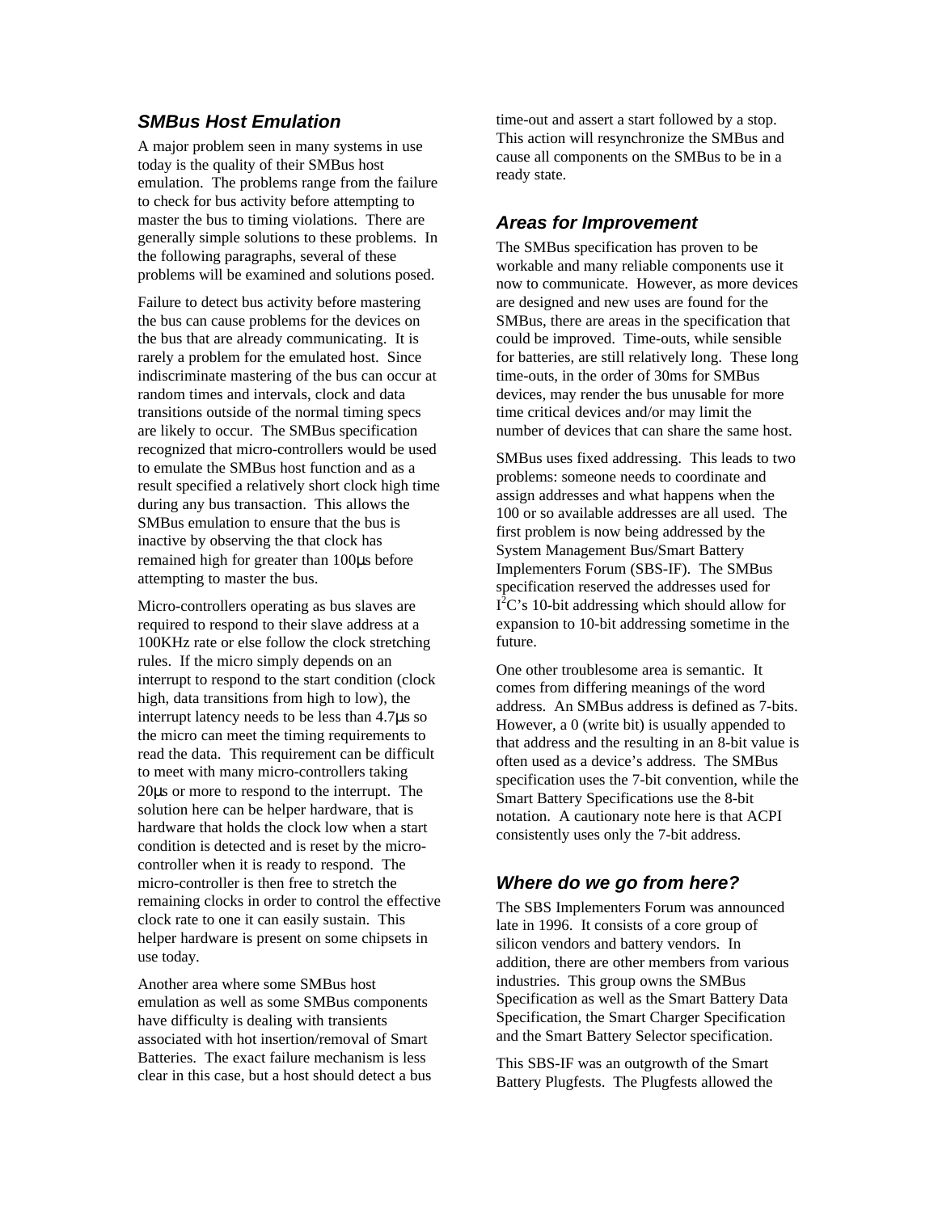### SMBus Host Emulation

A major problem seen in many systems in use today is the quality of their SMBus host emulation. The problems range from the failure to check for bus activity before attempting to master the bus to timing violations. There are generally simple solutions to these problems. In the following paragraphs, several of these problems will be examined and solutions posed.

Failure to detect bus activity before mastering the bus can cause problems for the devices on the bus that are already communicating. It is rarely a problem for the emulated host. Since indiscriminate mastering of the bus can occur at random times and intervals, clock and data transitions outside of the normal timing specs are likely to occur. The SMBus specification recognized that micro-controllers would be used to emulate the SMBus host function and as a result specified a relatively short clock high time during any bus transaction. This allows the SMBus emulation to ensure that the bus is inactive by observing the that clock has remained high for greater than 100µs before attempting to master the bus.

Micro-controllers operating as bus slaves are required to respond to their slave address at a 100KHz rate or else follow the clock stretching rules. If the micro simply depends on an interrupt to respond to the start condition (clock high, data transitions from high to low), the interrupt latency needs to be less than 4.7µs so the micro can meet the timing requirements to read the data. This requirement can be difficult to meet with many micro-controllers taking 20µs or more to respond to the interrupt. The solution here can be helper hardware, that is hardware that holds the clock low when a start condition is detected and is reset by the micro-controller when it is ready to respond. The micro-controller is then free to stretch the remaining clocks in order to control the effective clock rate to one it can easily sustain. This helper hardware is present on some chipsets in use today.

Another area where some SMBus host emulation as well as some SMBus components have difficulty is dealing with transients associated with hot insertion/removal of Smart Batteries. The exact failure mechanism is less clear in this case, but a host should detect a bus time-out and assert a start followed by a stop. This action will resynchronize the SMBus and cause all components on the SMBus to be in a ready state.

### Areas for Improvement

The SMBus specification has proven to be workable and many reliable components use it now to communicate. However, as more devices are designed and new uses are found for the SMBus, there are areas in the specification that could be improved. Time-outs, while sensible for batteries, are still relatively long. These long time-outs, in the order of 30ms for SMBus devices, may render the bus unusable for more time critical devices and/or may limit the number of devices that can share the same host.

SMBus uses fixed addressing. This leads to two problems: someone needs to coordinate and assign addresses and what happens when the 100 or so available addresses are all used. The first problem is now being addressed by the System Management Bus/Smart Battery Implementers Forum (SBS-IF). The SMBus specification reserved the addresses used for $I^2C$'s 10-bit addressing which should allow for expansion to 10-bit addressing sometime in the future.

One other troublesome area is semantic. It comes from differing meanings of the word address. An SMBus address is defined as 7-bits. However, a 0 (write bit) is usually appended to that address and the resulting in an 8-bit value is often used as a device's address. The SMBus specification uses the 7-bit convention, while the Smart Battery Specifications use the 8-bit notation. A cautionary note here is that ACPI consistently uses only the 7-bit address.

### Where do we go from here?

The SBS Implementers Forum was announced late in 1996. It consists of a core group of silicon vendors and battery vendors. In addition, there are other members from various industries. This group owns the SMBus Specification as well as the Smart Battery Data Specification, the Smart Charger Specification and the Smart Battery Selector specification.

This SBS-IF was an outgrowth of the Smart Battery Plugfests. The Plugfests allowed the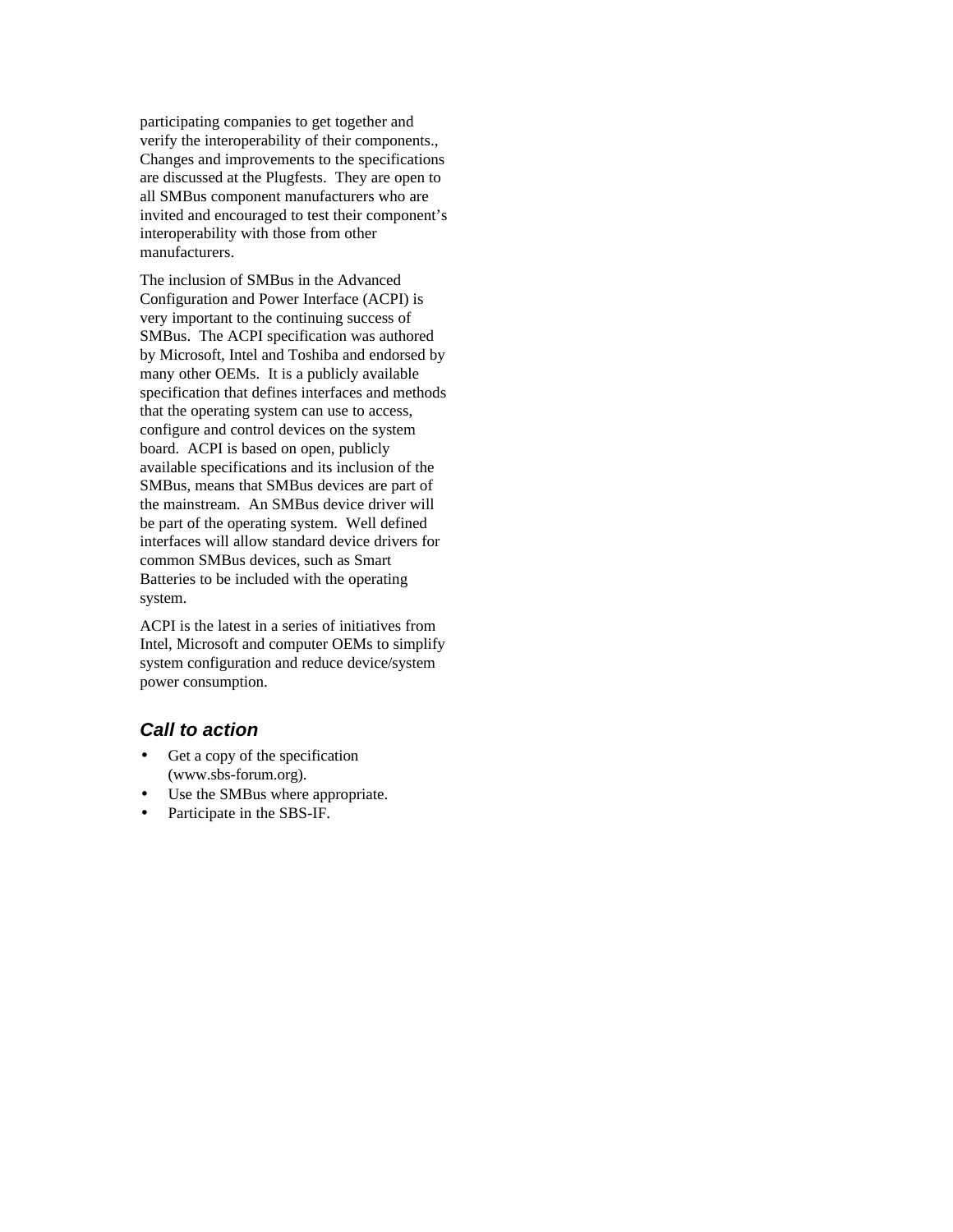participating companies to get together and verify the interoperability of their components., Changes and improvements to the specifications are discussed at the Plugfests. They are open to all SMBus component manufacturers who are invited and encouraged to test their component's interoperability with those from other manufacturers.

The inclusion of SMBus in the Advanced Configuration and Power Interface (ACPI) is very important to the continuing success of SMBus. The ACPI specification was authored by Microsoft, Intel and Toshiba and endorsed by many other OEMs. It is a publicly available specification that defines interfaces and methods that the operating system can use to access, configure and control devices on the system board. ACPI is based on open, publicly available specifications and its inclusion of the SMBus, means that SMBus devices are part of the mainstream. An SMBus device driver will be part of the operating system. Well defined interfaces will allow standard device drivers for common SMBus devices, such as Smart Batteries to be included with the operating system.

ACPI is the latest in a series of initiatives from Intel, Microsoft and computer OEMs to simplify system configuration and reduce device/system power consumption.

### *Call to action*

- Get a copy of the specification (www.sbs-forum.org).
- Use the SMBus where appropriate.
- Participate in the SBS-IF.